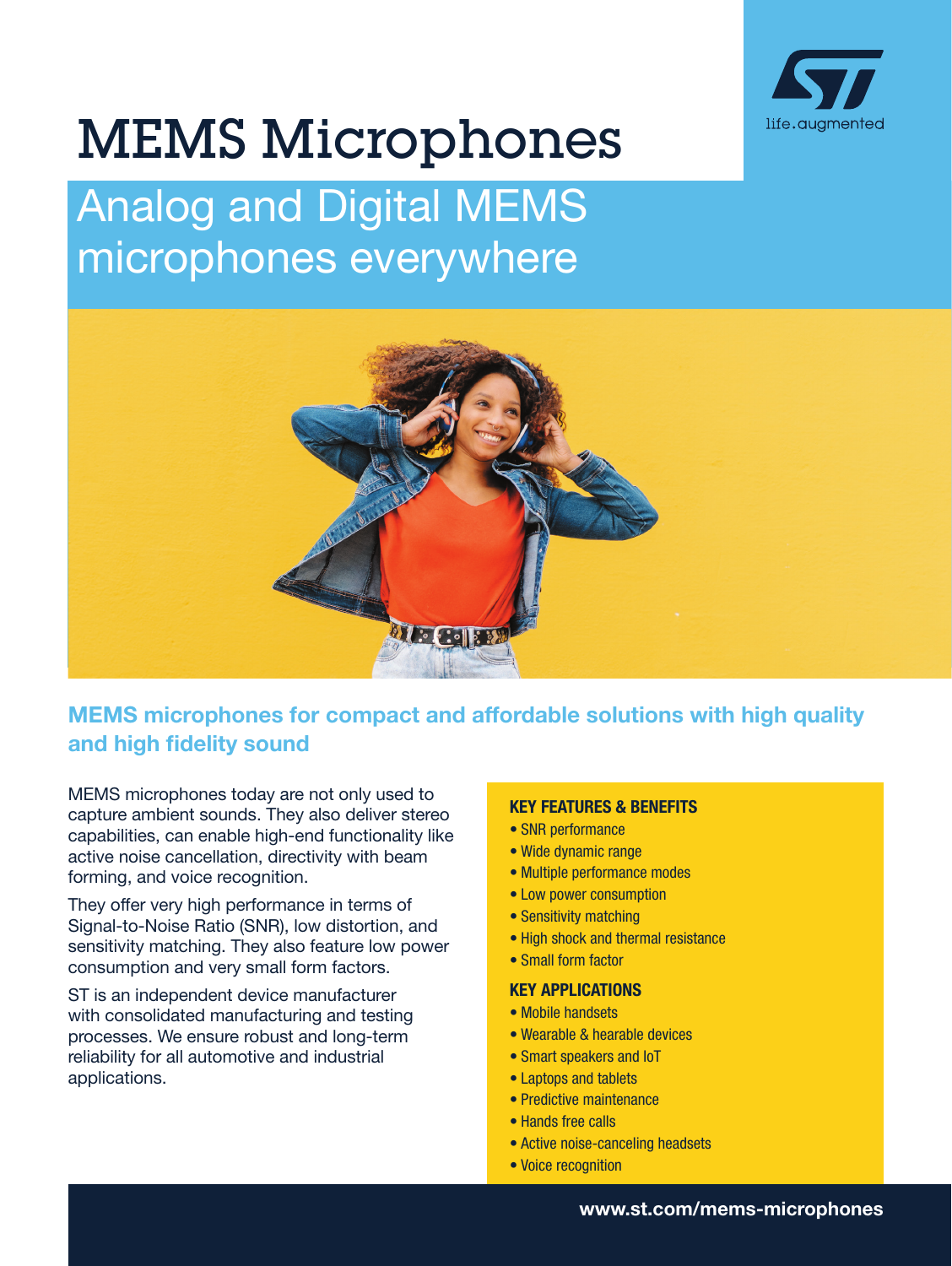# MEMS Microphones

## Analog and Digital MEMS microphones everywhere

### MEMS microphones for compact and affordable solutions with high quality and high fidelity sound

MEMS microphones today are not only used to capture ambient sounds. They also deliver stereo capabilities, can enable high-end functionality like active noise cancellation, directivity with beam forming, and voice recognition.

They offer very high performance in terms of Signal-to-Noise Ratio (SNR), low distortion, and sensitivity matching. They also feature low power consumption and very small form factors.

ST is an independent device manufacturer with consolidated manufacturing and testing processes. We ensure robust and long-term reliability for all automotive and industrial applications.

**KEY FEATURES & BENEFITS**

- SNR performance
- Wide dynamic range
- Multiple performance modes
- Low power consumption
- Sensitivity matching
- High shock and thermal resistance
- Small form factor

**KEY APPLICATIONS**

- Mobile handsets
- Wearable & hearable devices
- Smart speakers and IoT
- Laptops and tablets
- Predictive maintenance
- Hands free calls
- Active noise-canceling headsets
- Voice recognition

www.st.com/mems-microphones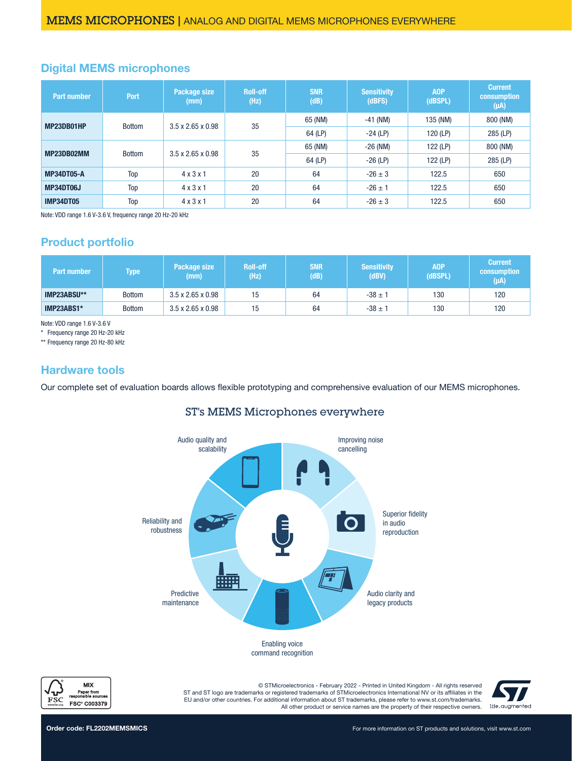## Digital MEMS microphones

| Part number | Port | Package size (mm) | Roll-off (Hz) | SNR (dB) | Sensitivity (dBFS) | AOP (dBSPL) | Current consumption (µA) |
|---|---|---|---|---|---|---|---|
| **MP23DB01HP** | Bottom | 3.5 x 2.65 x 0.98 | 35 | 65 (NM) | -41 (NM) | 135 (NM) | 800 (NM) |
| | | | | 64 (LP) | -24 (LP) | 120 (LP) | 285 (LP) |
| **MP23DB02MM** | Bottom | 3.5 x 2.65 x 0.98 | 35 | 65 (NM) | -26 (NM) | 122 (LP) | 800 (NM) |
| | | | | 64 (LP) | -26 (LP) | 122 (LP) | 285 (LP) |
| **MP34DT05-A** | Top | 4 x 3 x 1 | 20 | 64 | -26 ± 3 | 122.5 | 650 |
| **MP34DT06J** | Top | 4 x 3 x 1 | 20 | 64 | -26 ± 1 | 122.5 | 650 |
| **IMP34DT05** | Top | 4 x 3 x 1 | 20 | 64 | -26 ± 3 | 122.5 | 650 |

Note: VDD range 1.6 V-3.6 V, frequency range 20 Hz-20 kHz

## Product portfolio

| Part number | Type | Package size (mm) | Roll-off (Hz) | SNR (dB) | Sensitivity (dBV) | AOP (dBSPL) | Current consumption (µA) |
|---|---|---|---|---|---|---|---|
| **IMP23ABSU**** | Bottom | 3.5 x 2.65 x 0.98 | 15 | 64 | -38 ± 1 | 130 | 120 |
| **IMP23ABS1*** | Bottom | 3.5 x 2.65 x 0.98 | 15 | 64 | -38 ± 1 | 130 | 120 |

Note: VDD range 1.6 V-3.6 V

\* Frequency range 20 Hz-20 kHz

\** Frequency range 20 Hz-80 kHz

## Hardware tools

Our complete set of evaluation boards allows flexible prototyping and comprehensive evaluation of our MEMS microphones.

### ST's MEMS Microphones everywhere

Audio quality and scalability

Improving noise cancelling

Superior fidelity in audio reproduction

Audio clarity and legacy products

Enabling voice command recognition

Predictive maintenance

Reliability and robustness

© STMicroelectronics - February 2022 - Printed in United Kingdom - All rights reserved
ST and ST logo are trademarks or registered trademarks of STMicroelectronics International NV or its affiliates in the EU and/or other countries. For additional information about ST trademarks, please refer to www.st.com/trademarks.
All other product or service names are the property of their respective owners.

**Order code: FL2202MEMSMICS**

For more information on ST products and solutions, visit www.st.com